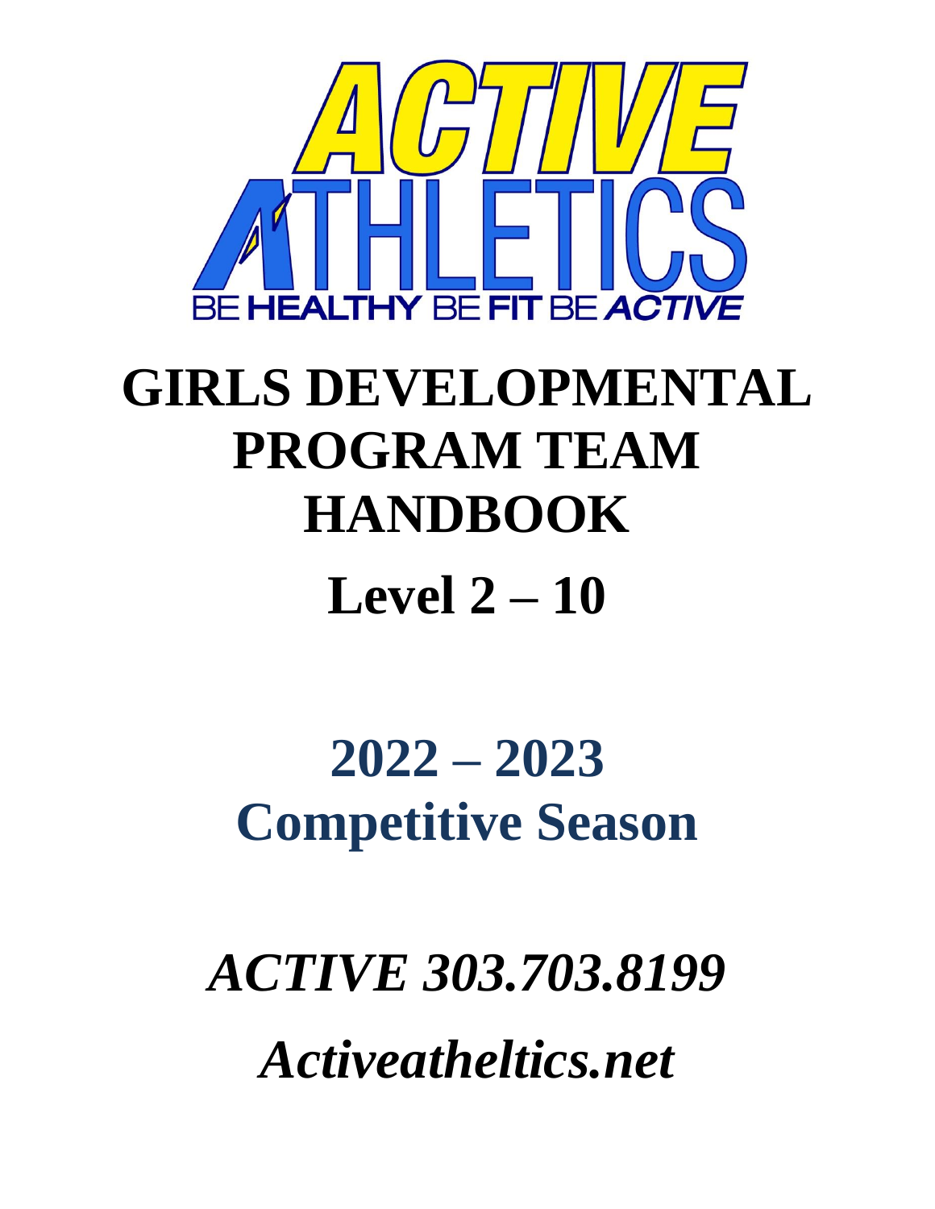ACTIVE ATHLETICS

BE HEALTHY BE FIT BE *ACTIVE*

# GIRLS DEVELOPMENTAL PROGRAM TEAM HANDBOOK

# Level 2 – 10

## 2022 – 2023 Competitive Season

***ACTIVE 303.703.8199***

***Activeatheltics.net***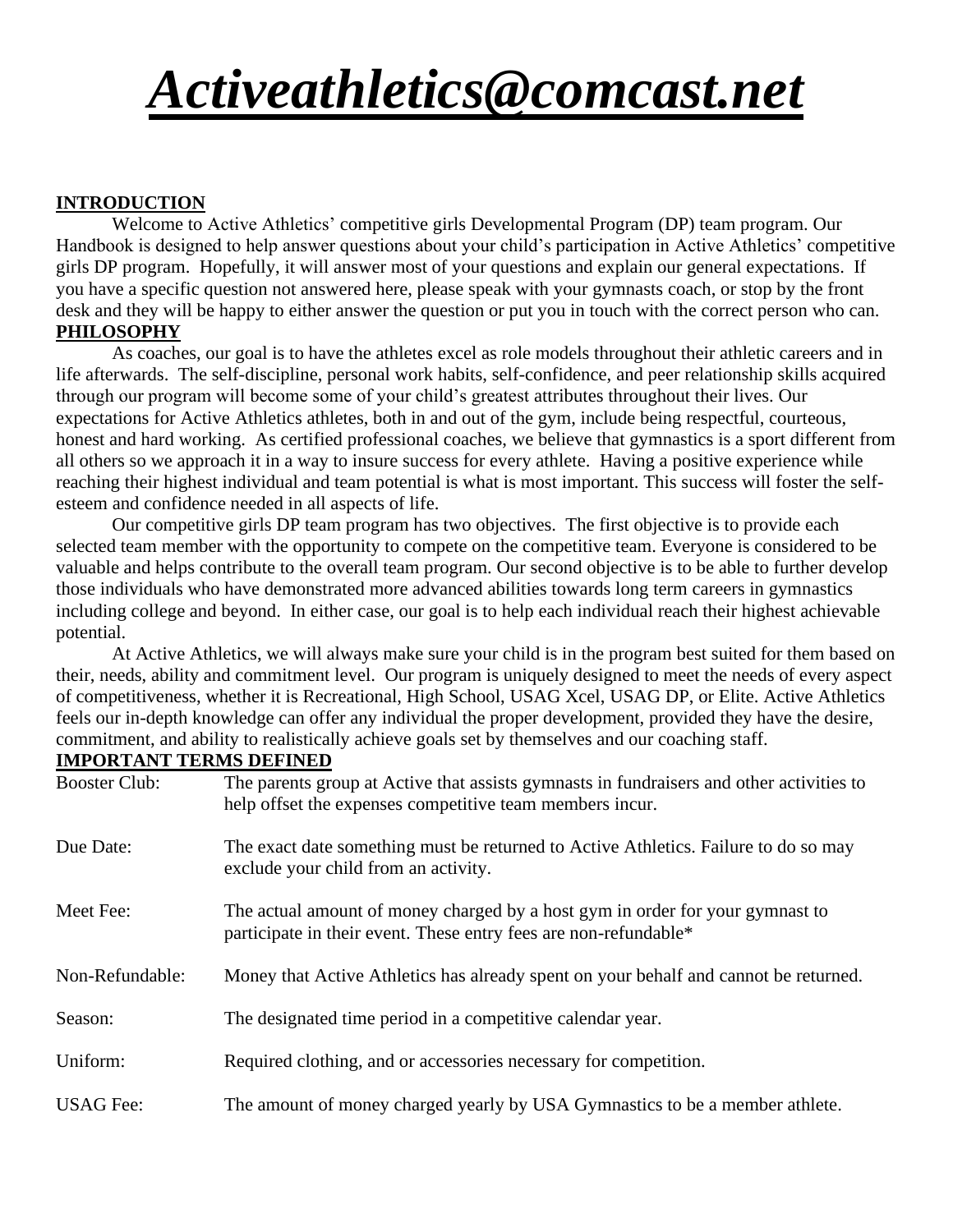# ***Activeathletics@comcast.net***

## INTRODUCTION

Welcome to Active Athletics' competitive girls Developmental Program (DP) team program. Our Handbook is designed to help answer questions about your child's participation in Active Athletics' competitive girls DP program. Hopefully, it will answer most of your questions and explain our general expectations. If you have a specific question not answered here, please speak with your gymnasts coach, or stop by the front desk and they will be happy to either answer the question or put you in touch with the correct person who can.

## PHILOSOPHY

As coaches, our goal is to have the athletes excel as role models throughout their athletic careers and in life afterwards. The self-discipline, personal work habits, self-confidence, and peer relationship skills acquired through our program will become some of your child's greatest attributes throughout their lives. Our expectations for Active Athletics athletes, both in and out of the gym, include being respectful, courteous, honest and hard working. As certified professional coaches, we believe that gymnastics is a sport different from all others so we approach it in a way to insure success for every athlete. Having a positive experience while reaching their highest individual and team potential is what is most important. This success will foster the self-esteem and confidence needed in all aspects of life.

Our competitive girls DP team program has two objectives. The first objective is to provide each selected team member with the opportunity to compete on the competitive team. Everyone is considered to be valuable and helps contribute to the overall team program. Our second objective is to be able to further develop those individuals who have demonstrated more advanced abilities towards long term careers in gymnastics including college and beyond. In either case, our goal is to help each individual reach their highest achievable potential.

At Active Athletics, we will always make sure your child is in the program best suited for them based on their, needs, ability and commitment level. Our program is uniquely designed to meet the needs of every aspect of competitiveness, whether it is Recreational, High School, USAG Xcel, USAG DP, or Elite. Active Athletics feels our in-depth knowledge can offer any individual the proper development, provided they have the desire, commitment, and ability to realistically achieve goals set by themselves and our coaching staff.

## IMPORTANT TERMS DEFINED

| | |
|---|---|
| Booster Club: | The parents group at Active that assists gymnasts in fundraisers and other activities to help offset the expenses competitive team members incur. |
| Due Date: | The exact date something must be returned to Active Athletics. Failure to do so may exclude your child from an activity. |
| Meet Fee: | The actual amount of money charged by a host gym in order for your gymnast to participate in their event. These entry fees are non-refundable* |
| Non-Refundable: | Money that Active Athletics has already spent on your behalf and cannot be returned. |
| Season: | The designated time period in a competitive calendar year. |
| Uniform: | Required clothing, and or accessories necessary for competition. |
| USAG Fee: | The amount of money charged yearly by USA Gymnastics to be a member athlete. |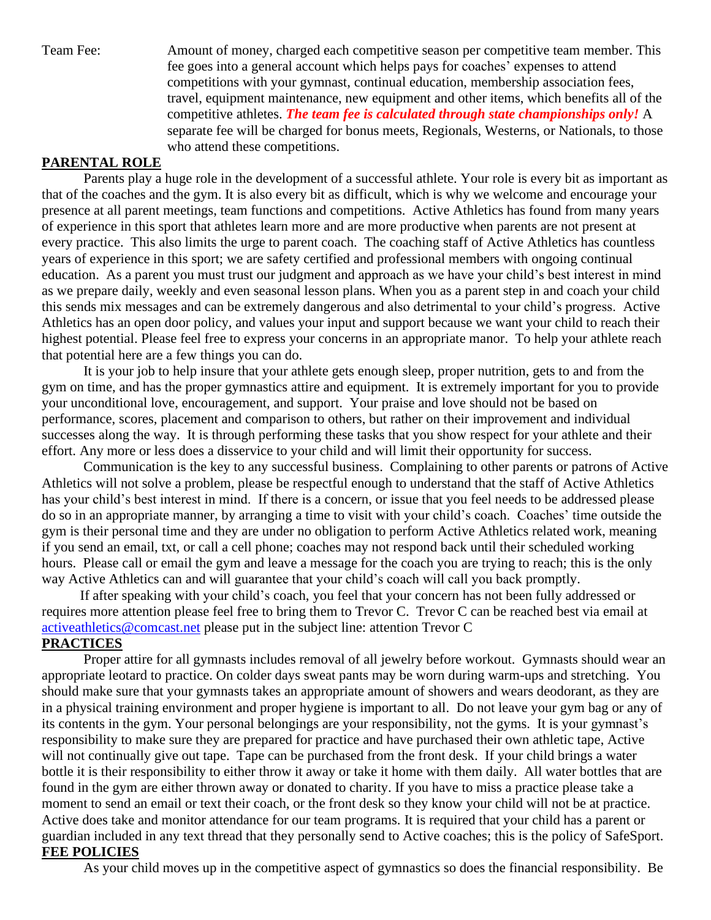Team Fee: Amount of money, charged each competitive season per competitive team member. This fee goes into a general account which helps pays for coaches' expenses to attend competitions with your gymnast, continual education, membership association fees, travel, equipment maintenance, new equipment and other items, which benefits all of the competitive athletes. ***The team fee is calculated through state championships only!*** A separate fee will be charged for bonus meets, Regionals, Westerns, or Nationals, to those who attend these competitions.

## PARENTAL ROLE

Parents play a huge role in the development of a successful athlete. Your role is every bit as important as that of the coaches and the gym. It is also every bit as difficult, which is why we welcome and encourage your presence at all parent meetings, team functions and competitions. Active Athletics has found from many years of experience in this sport that athletes learn more and are more productive when parents are not present at every practice. This also limits the urge to parent coach. The coaching staff of Active Athletics has countless years of experience in this sport; we are safety certified and professional members with ongoing continual education. As a parent you must trust our judgment and approach as we have your child's best interest in mind as we prepare daily, weekly and even seasonal lesson plans. When you as a parent step in and coach your child this sends mix messages and can be extremely dangerous and also detrimental to your child's progress. Active Athletics has an open door policy, and values your input and support because we want your child to reach their highest potential. Please feel free to express your concerns in an appropriate manor. To help your athlete reach that potential here are a few things you can do.

It is your job to help insure that your athlete gets enough sleep, proper nutrition, gets to and from the gym on time, and has the proper gymnastics attire and equipment. It is extremely important for you to provide your unconditional love, encouragement, and support. Your praise and love should not be based on performance, scores, placement and comparison to others, but rather on their improvement and individual successes along the way. It is through performing these tasks that you show respect for your athlete and their effort. Any more or less does a disservice to your child and will limit their opportunity for success.

Communication is the key to any successful business. Complaining to other parents or patrons of Active Athletics will not solve a problem, please be respectful enough to understand that the staff of Active Athletics has your child's best interest in mind. If there is a concern, or issue that you feel needs to be addressed please do so in an appropriate manner, by arranging a time to visit with your child's coach. Coaches' time outside the gym is their personal time and they are under no obligation to perform Active Athletics related work, meaning if you send an email, txt, or call a cell phone; coaches may not respond back until their scheduled working hours. Please call or email the gym and leave a message for the coach you are trying to reach; this is the only way Active Athletics can and will guarantee that your child's coach will call you back promptly.

If after speaking with your child's coach, you feel that your concern has not been fully addressed or requires more attention please feel free to bring them to Trevor C. Trevor C can be reached best via email at activeathletics@comcast.net please put in the subject line: attention Trevor C

## PRACTICES

Proper attire for all gymnasts includes removal of all jewelry before workout. Gymnasts should wear an appropriate leotard to practice. On colder days sweat pants may be worn during warm-ups and stretching. You should make sure that your gymnasts takes an appropriate amount of showers and wears deodorant, as they are in a physical training environment and proper hygiene is important to all. Do not leave your gym bag or any of its contents in the gym. Your personal belongings are your responsibility, not the gyms. It is your gymnast's responsibility to make sure they are prepared for practice and have purchased their own athletic tape, Active will not continually give out tape. Tape can be purchased from the front desk. If your child brings a water bottle it is their responsibility to either throw it away or take it home with them daily. All water bottles that are found in the gym are either thrown away or donated to charity. If you have to miss a practice please take a moment to send an email or text their coach, or the front desk so they know your child will not be at practice. Active does take and monitor attendance for our team programs. It is required that your child has a parent or guardian included in any text thread that they personally send to Active coaches; this is the policy of SafeSport.

## FEE POLICIES

As your child moves up in the competitive aspect of gymnastics so does the financial responsibility. Be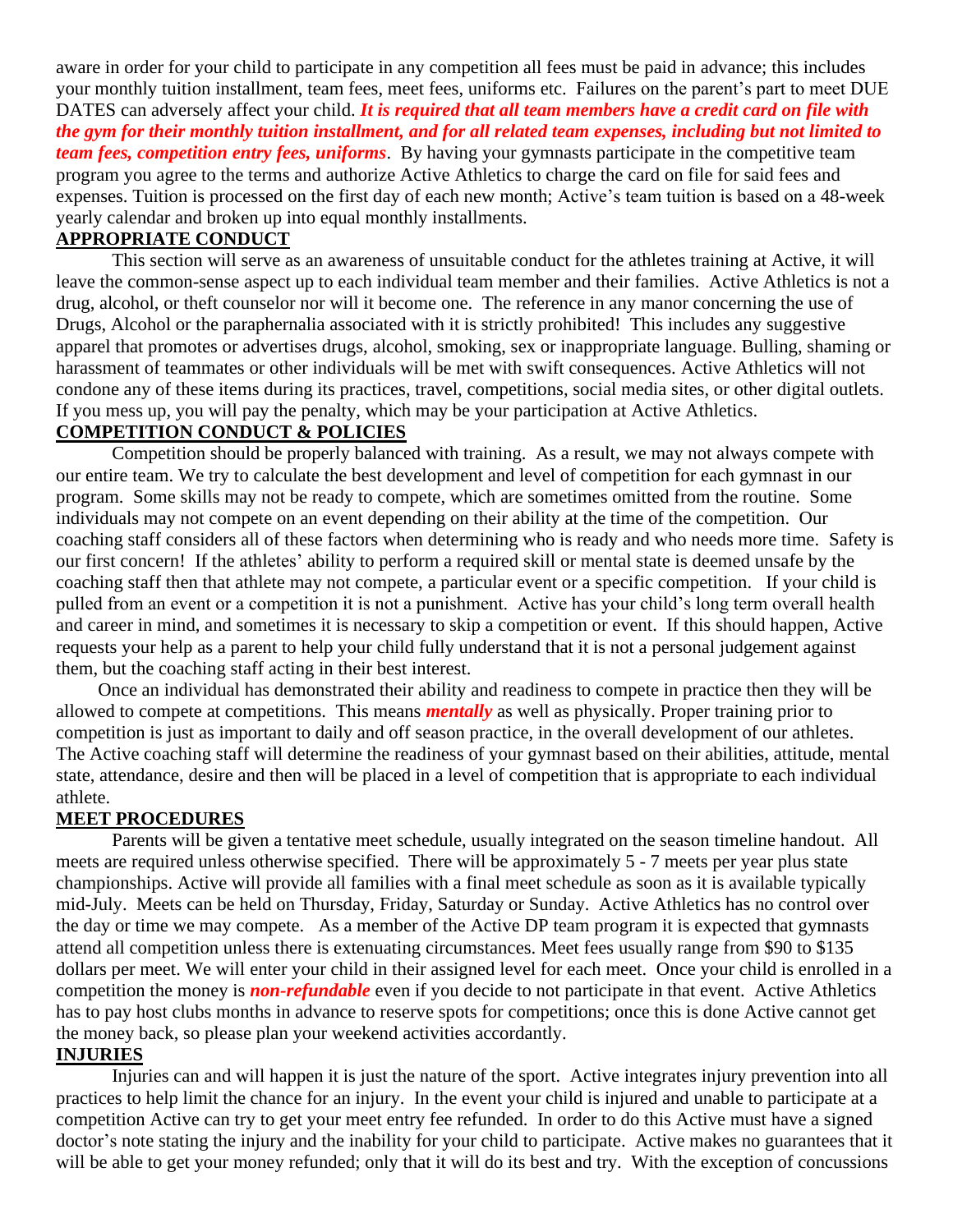aware in order for your child to participate in any competition all fees must be paid in advance; this includes your monthly tuition installment, team fees, meet fees, uniforms etc. Failures on the parent's part to meet DUE DATES can adversely affect your child. ***It is required that all team members have a credit card on file with the gym for their monthly tuition installment, and for all related team expenses, including but not limited to team fees, competition entry fees, uniforms***. By having your gymnasts participate in the competitive team program you agree to the terms and authorize Active Athletics to charge the card on file for said fees and expenses. Tuition is processed on the first day of each new month; Active's team tuition is based on a 48-week yearly calendar and broken up into equal monthly installments.

## APPROPRIATE CONDUCT

This section will serve as an awareness of unsuitable conduct for the athletes training at Active, it will leave the common-sense aspect up to each individual team member and their families. Active Athletics is not a drug, alcohol, or theft counselor nor will it become one. The reference in any manor concerning the use of Drugs, Alcohol or the paraphernalia associated with it is strictly prohibited! This includes any suggestive apparel that promotes or advertises drugs, alcohol, smoking, sex or inappropriate language. Bulling, shaming or harassment of teammates or other individuals will be met with swift consequences. Active Athletics will not condone any of these items during its practices, travel, competitions, social media sites, or other digital outlets. If you mess up, you will pay the penalty, which may be your participation at Active Athletics.

## COMPETITION CONDUCT & POLICIES

Competition should be properly balanced with training. As a result, we may not always compete with our entire team. We try to calculate the best development and level of competition for each gymnast in our program. Some skills may not be ready to compete, which are sometimes omitted from the routine. Some individuals may not compete on an event depending on their ability at the time of the competition. Our coaching staff considers all of these factors when determining who is ready and who needs more time. Safety is our first concern! If the athletes' ability to perform a required skill or mental state is deemed unsafe by the coaching staff then that athlete may not compete, a particular event or a specific competition. If your child is pulled from an event or a competition it is not a punishment. Active has your child's long term overall health and career in mind, and sometimes it is necessary to skip a competition or event. If this should happen, Active requests your help as a parent to help your child fully understand that it is not a personal judgement against them, but the coaching staff acting in their best interest.

Once an individual has demonstrated their ability and readiness to compete in practice then they will be allowed to compete at competitions. This means ***mentally*** as well as physically. Proper training prior to competition is just as important to daily and off season practice, in the overall development of our athletes. The Active coaching staff will determine the readiness of your gymnast based on their abilities, attitude, mental state, attendance, desire and then will be placed in a level of competition that is appropriate to each individual athlete.

## MEET PROCEDURES

Parents will be given a tentative meet schedule, usually integrated on the season timeline handout. All meets are required unless otherwise specified. There will be approximately 5 - 7 meets per year plus state championships. Active will provide all families with a final meet schedule as soon as it is available typically mid-July. Meets can be held on Thursday, Friday, Saturday or Sunday. Active Athletics has no control over the day or time we may compete. As a member of the Active DP team program it is expected that gymnasts attend all competition unless there is extenuating circumstances. Meet fees usually range from $90 to $135 dollars per meet. We will enter your child in their assigned level for each meet. Once your child is enrolled in a competition the money is ***non-refundable*** even if you decide to not participate in that event. Active Athletics has to pay host clubs months in advance to reserve spots for competitions; once this is done Active cannot get the money back, so please plan your weekend activities accordantly.

## INJURIES

Injuries can and will happen it is just the nature of the sport. Active integrates injury prevention into all practices to help limit the chance for an injury. In the event your child is injured and unable to participate at a competition Active can try to get your meet entry fee refunded. In order to do this Active must have a signed doctor's note stating the injury and the inability for your child to participate. Active makes no guarantees that it will be able to get your money refunded; only that it will do its best and try. With the exception of concussions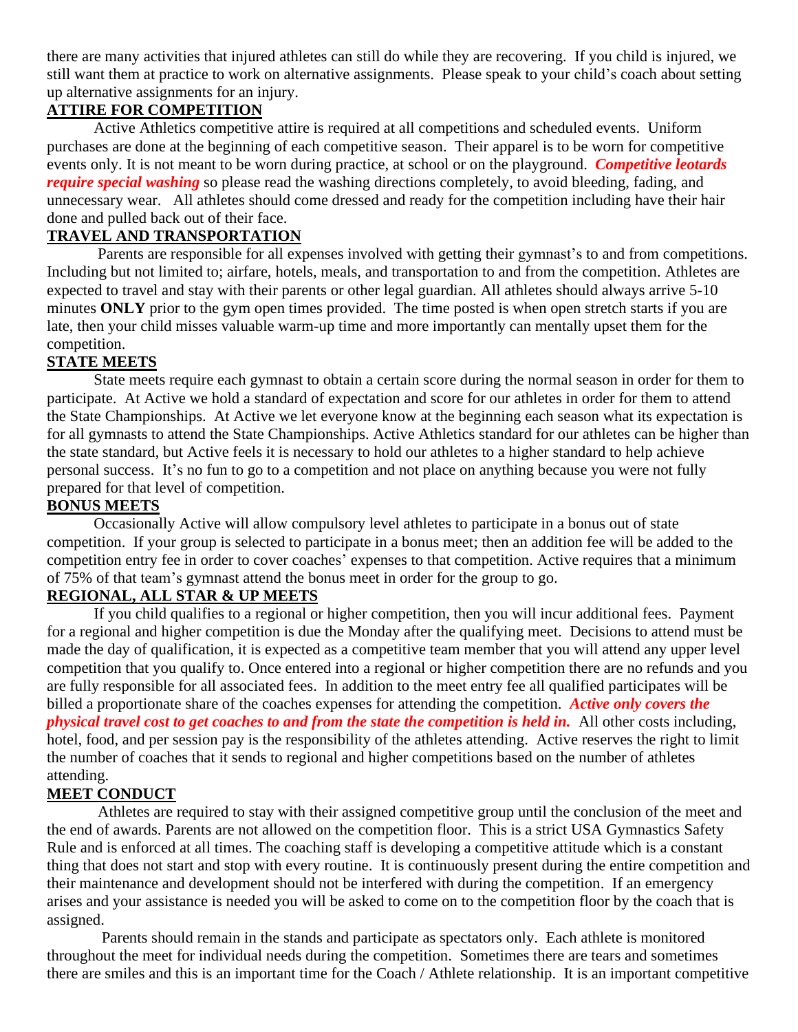there are many activities that injured athletes can still do while they are recovering. If you child is injured, we still want them at practice to work on alternative assignments. Please speak to your child's coach about setting up alternative assignments for an injury.

## ATTIRE FOR COMPETITION

Active Athletics competitive attire is required at all competitions and scheduled events. Uniform purchases are done at the beginning of each competitive season. Their apparel is to be worn for competitive events only. It is not meant to be worn during practice, at school or on the playground. ***Competitive leotards require special washing*** so please read the washing directions completely, to avoid bleeding, fading, and unnecessary wear. All athletes should come dressed and ready for the competition including have their hair done and pulled back out of their face.

## TRAVEL AND TRANSPORTATION

Parents are responsible for all expenses involved with getting their gymnast's to and from competitions. Including but not limited to; airfare, hotels, meals, and transportation to and from the competition. Athletes are expected to travel and stay with their parents or other legal guardian. All athletes should always arrive 5-10 minutes **ONLY** prior to the gym open times provided. The time posted is when open stretch starts if you are late, then your child misses valuable warm-up time and more importantly can mentally upset them for the competition.

## STATE MEETS

State meets require each gymnast to obtain a certain score during the normal season in order for them to participate. At Active we hold a standard of expectation and score for our athletes in order for them to attend the State Championships. At Active we let everyone know at the beginning each season what its expectation is for all gymnasts to attend the State Championships. Active Athletics standard for our athletes can be higher than the state standard, but Active feels it is necessary to hold our athletes to a higher standard to help achieve personal success. It's no fun to go to a competition and not place on anything because you were not fully prepared for that level of competition.

## BONUS MEETS

Occasionally Active will allow compulsory level athletes to participate in a bonus out of state competition. If your group is selected to participate in a bonus meet; then an addition fee will be added to the competition entry fee in order to cover coaches' expenses to that competition. Active requires that a minimum of 75% of that team's gymnast attend the bonus meet in order for the group to go.

## REGIONAL, ALL STAR & UP MEETS

If you child qualifies to a regional or higher competition, then you will incur additional fees. Payment for a regional and higher competition is due the Monday after the qualifying meet. Decisions to attend must be made the day of qualification, it is expected as a competitive team member that you will attend any upper level competition that you qualify to. Once entered into a regional or higher competition there are no refunds and you are fully responsible for all associated fees. In addition to the meet entry fee all qualified participates will be billed a proportionate share of the coaches expenses for attending the competition. ***Active only covers the physical travel cost to get coaches to and from the state the competition is held in.*** All other costs including, hotel, food, and per session pay is the responsibility of the athletes attending. Active reserves the right to limit the number of coaches that it sends to regional and higher competitions based on the number of athletes attending.

## MEET CONDUCT

Athletes are required to stay with their assigned competitive group until the conclusion of the meet and the end of awards. Parents are not allowed on the competition floor. This is a strict USA Gymnastics Safety Rule and is enforced at all times. The coaching staff is developing a competitive attitude which is a constant thing that does not start and stop with every routine. It is continuously present during the entire competition and their maintenance and development should not be interfered with during the competition. If an emergency arises and your assistance is needed you will be asked to come on to the competition floor by the coach that is assigned.

Parents should remain in the stands and participate as spectators only. Each athlete is monitored throughout the meet for individual needs during the competition. Sometimes there are tears and sometimes there are smiles and this is an important time for the Coach / Athlete relationship. It is an important competitive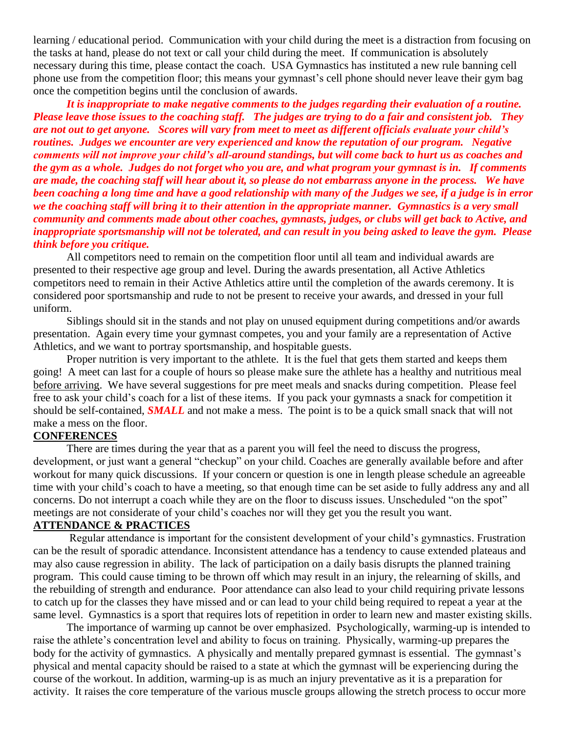learning / educational period. Communication with your child during the meet is a distraction from focusing on the tasks at hand, please do not text or call your child during the meet. If communication is absolutely necessary during this time, please contact the coach. USA Gymnastics has instituted a new rule banning cell phone use from the competition floor; this means your gymnast's cell phone should never leave their gym bag once the competition begins until the conclusion of awards.

***It is inappropriate to make negative comments to the judges regarding their evaluation of a routine. Please leave those issues to the coaching staff. The judges are trying to do a fair and consistent job. They are not out to get anyone. Scores will vary from meet to meet as different officials evaluate your child's routines. Judges we encounter are very experienced and know the reputation of our program. Negative comments will not improve your child's all-around standings, but will come back to hurt us as coaches and the gym as a whole. Judges do not forget who you are, and what program your gymnast is in. If comments are made, the coaching staff will hear about it, so please do not embarrass anyone in the process. We have been coaching a long time and have a good relationship with many of the Judges we see, if a judge is in error we the coaching staff will bring it to their attention in the appropriate manner. Gymnastics is a very small community and comments made about other coaches, gymnasts, judges, or clubs will get back to Active, and inappropriate sportsmanship will not be tolerated, and can result in you being asked to leave the gym. Please think before you critique.***

All competitors need to remain on the competition floor until all team and individual awards are presented to their respective age group and level. During the awards presentation, all Active Athletics competitors need to remain in their Active Athletics attire until the completion of the awards ceremony. It is considered poor sportsmanship and rude to not be present to receive your awards, and dressed in your full uniform.

Siblings should sit in the stands and not play on unused equipment during competitions and/or awards presentation. Again every time your gymnast competes, you and your family are a representation of Active Athletics, and we want to portray sportsmanship, and hospitable guests.

Proper nutrition is very important to the athlete. It is the fuel that gets them started and keeps them going! A meet can last for a couple of hours so please make sure the athlete has a healthy and nutritious meal <u>before arriving</u>. We have several suggestions for pre meet meals and snacks during competition. Please feel free to ask your child's coach for a list of these items. If you pack your gymnasts a snack for competition it should be self-contained, ***SMALL*** and not make a mess. The point is to be a quick small snack that will not make a mess on the floor.

## <u>CONFERENCES</u>

There are times during the year that as a parent you will feel the need to discuss the progress, development, or just want a general "checkup" on your child. Coaches are generally available before and after workout for many quick discussions. If your concern or question is one in length please schedule an agreeable time with your child's coach to have a meeting, so that enough time can be set aside to fully address any and all concerns. Do not interrupt a coach while they are on the floor to discuss issues. Unscheduled "on the spot" meetings are not considerate of your child's coaches nor will they get you the result you want.

## <u>ATTENDANCE & PRACTICES</u>

Regular attendance is important for the consistent development of your child's gymnastics. Frustration can be the result of sporadic attendance. Inconsistent attendance has a tendency to cause extended plateaus and may also cause regression in ability. The lack of participation on a daily basis disrupts the planned training program. This could cause timing to be thrown off which may result in an injury, the relearning of skills, and the rebuilding of strength and endurance. Poor attendance can also lead to your child requiring private lessons to catch up for the classes they have missed and or can lead to your child being required to repeat a year at the same level. Gymnastics is a sport that requires lots of repetition in order to learn new and master existing skills.

The importance of warming up cannot be over emphasized. Psychologically, warming-up is intended to raise the athlete's concentration level and ability to focus on training. Physically, warming-up prepares the body for the activity of gymnastics. A physically and mentally prepared gymnast is essential. The gymnast's physical and mental capacity should be raised to a state at which the gymnast will be experiencing during the course of the workout. In addition, warming-up is as much an injury preventative as it is a preparation for activity. It raises the core temperature of the various muscle groups allowing the stretch process to occur more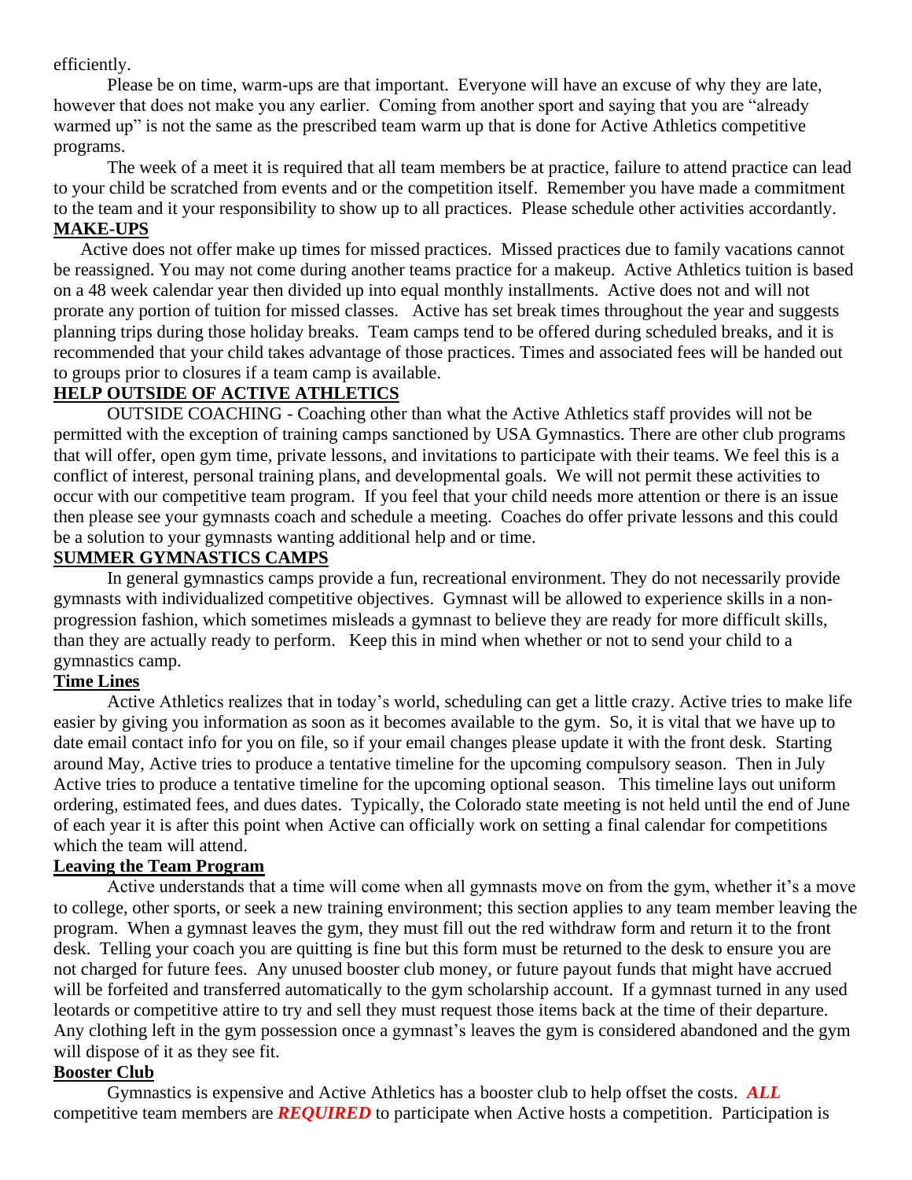efficiently.

Please be on time, warm-ups are that important. Everyone will have an excuse of why they are late, however that does not make you any earlier. Coming from another sport and saying that you are "already warmed up" is not the same as the prescribed team warm up that is done for Active Athletics competitive programs.

The week of a meet it is required that all team members be at practice, failure to attend practice can lead to your child be scratched from events and or the competition itself. Remember you have made a commitment to the team and it your responsibility to show up to all practices. Please schedule other activities accordantly.

**MAKE-UPS**

Active does not offer make up times for missed practices. Missed practices due to family vacations cannot be reassigned. You may not come during another teams practice for a makeup. Active Athletics tuition is based on a 48 week calendar year then divided up into equal monthly installments. Active does not and will not prorate any portion of tuition for missed classes. Active has set break times throughout the year and suggests planning trips during those holiday breaks. Team camps tend to be offered during scheduled breaks, and it is recommended that your child takes advantage of those practices. Times and associated fees will be handed out to groups prior to closures if a team camp is available.

**HELP OUTSIDE OF ACTIVE ATHLETICS**

OUTSIDE COACHING - Coaching other than what the Active Athletics staff provides will not be permitted with the exception of training camps sanctioned by USA Gymnastics. There are other club programs that will offer, open gym time, private lessons, and invitations to participate with their teams. We feel this is a conflict of interest, personal training plans, and developmental goals. We will not permit these activities to occur with our competitive team program. If you feel that your child needs more attention or there is an issue then please see your gymnasts coach and schedule a meeting. Coaches do offer private lessons and this could be a solution to your gymnasts wanting additional help and or time.

**SUMMER GYMNASTICS CAMPS**

In general gymnastics camps provide a fun, recreational environment. They do not necessarily provide gymnasts with individualized competitive objectives. Gymnast will be allowed to experience skills in a non-progression fashion, which sometimes misleads a gymnast to believe they are ready for more difficult skills, than they are actually ready to perform. Keep this in mind when whether or not to send your child to a gymnastics camp.

**Time Lines**

Active Athletics realizes that in today's world, scheduling can get a little crazy. Active tries to make life easier by giving you information as soon as it becomes available to the gym. So, it is vital that we have up to date email contact info for you on file, so if your email changes please update it with the front desk. Starting around May, Active tries to produce a tentative timeline for the upcoming compulsory season. Then in July Active tries to produce a tentative timeline for the upcoming optional season. This timeline lays out uniform ordering, estimated fees, and dues dates. Typically, the Colorado state meeting is not held until the end of June of each year it is after this point when Active can officially work on setting a final calendar for competitions which the team will attend.

**Leaving the Team Program**

Active understands that a time will come when all gymnasts move on from the gym, whether it's a move to college, other sports, or seek a new training environment; this section applies to any team member leaving the program. When a gymnast leaves the gym, they must fill out the red withdraw form and return it to the front desk. Telling your coach you are quitting is fine but this form must be returned to the desk to ensure you are not charged for future fees. Any unused booster club money, or future payout funds that might have accrued will be forfeited and transferred automatically to the gym scholarship account. If a gymnast turned in any used leotards or competitive attire to try and sell they must request those items back at the time of their departure. Any clothing left in the gym possession once a gymnast's leaves the gym is considered abandoned and the gym will dispose of it as they see fit.

**Booster Club**

Gymnastics is expensive and Active Athletics has a booster club to help offset the costs. ***ALL*** competitive team members are ***REQUIRED*** to participate when Active hosts a competition. Participation is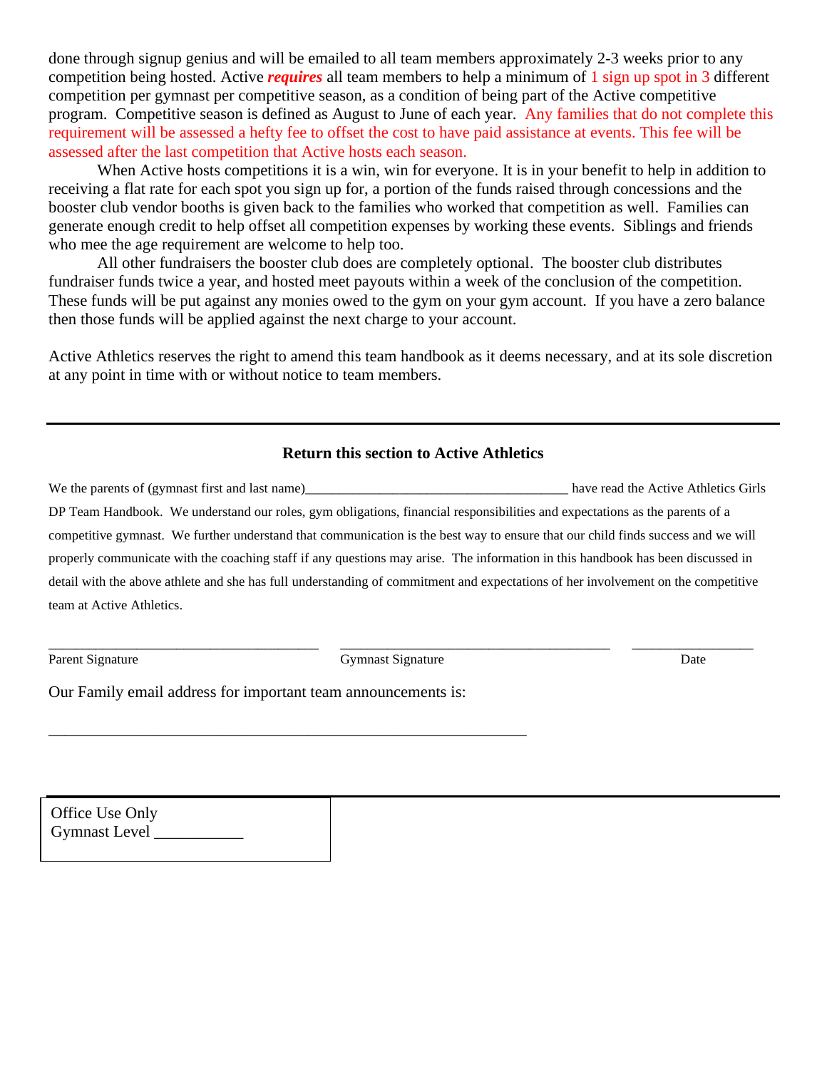done through signup genius and will be emailed to all team members approximately 2-3 weeks prior to any competition being hosted. Active ***requires*** all team members to help a minimum of 1 sign up spot in 3 different competition per gymnast per competitive season, as a condition of being part of the Active competitive program. Competitive season is defined as August to June of each year. Any families that do not complete this requirement will be assessed a hefty fee to offset the cost to have paid assistance at events. This fee will be assessed after the last competition that Active hosts each season.

When Active hosts competitions it is a win, win for everyone. It is in your benefit to help in addition to receiving a flat rate for each spot you sign up for, a portion of the funds raised through concessions and the booster club vendor booths is given back to the families who worked that competition as well. Families can generate enough credit to help offset all competition expenses by working these events. Siblings and friends who mee the age requirement are welcome to help too.

All other fundraisers the booster club does are completely optional. The booster club distributes fundraiser funds twice a year, and hosted meet payouts within a week of the conclusion of the competition. These funds will be put against any monies owed to the gym on your gym account. If you have a zero balance then those funds will be applied against the next charge to your account.

Active Athletics reserves the right to amend this team handbook as it deems necessary, and at its sole discretion at any point in time with or without notice to team members.

---

**Return this section to Active Athletics**

We the parents of (gymnast first and last name)_______________________________________ have read the Active Athletics Girls DP Team Handbook. We understand our roles, gym obligations, financial responsibilities and expectations as the parents of a competitive gymnast. We further understand that communication is the best way to ensure that our child finds success and we will properly communicate with the coaching staff if any questions may arise. The information in this handbook has been discussed in detail with the above athlete and she has full understanding of commitment and expectations of her involvement on the competitive team at Active Athletics.

_______________________________________ _______________________________________ __________________

Parent Signature Gymnast Signature Date

Our Family email address for important team announcements is:

_______________________________________________________________

---

Office Use Only
Gymnast Level ___________